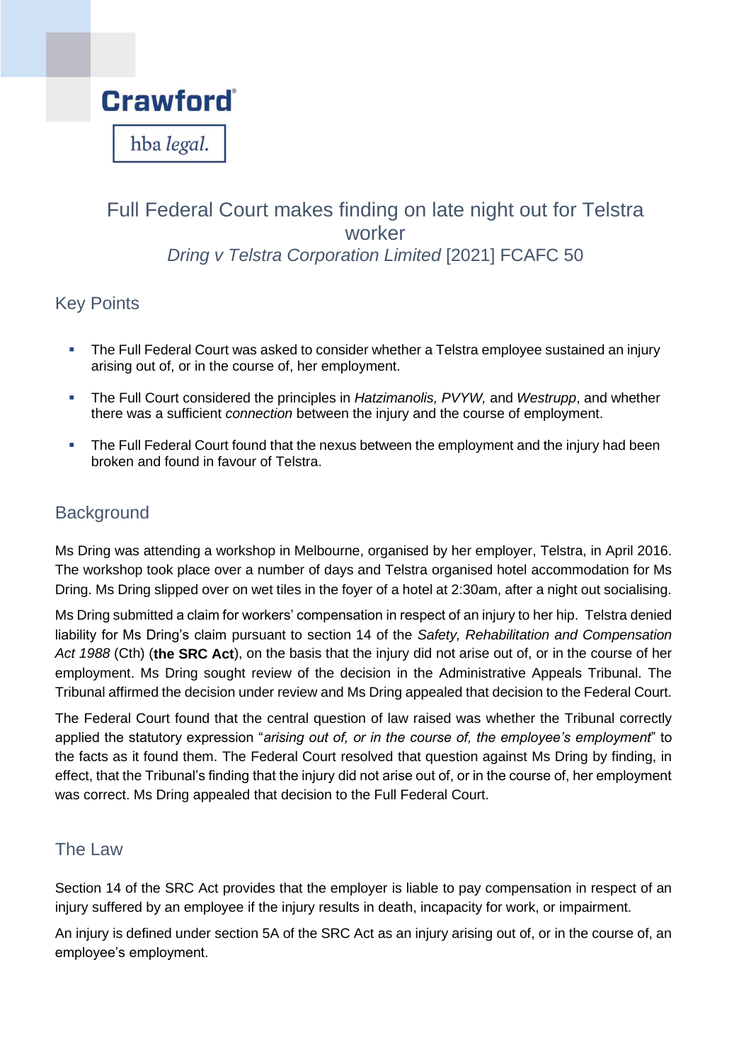Crawford

hba *legal.*

# Full Federal Court makes finding on late night out for Telstra worker

*Dring v Telstra Corporation Limited* [2021] FCAFC 50

## Key Points

- The Full Federal Court was asked to consider whether a Telstra employee sustained an injury arising out of, or in the course of, her employment.
- The Full Court considered the principles in *Hatzimanolis, PVYW,* and *Westrupp*, and whether there was a sufficient *connection* between the injury and the course of employment.
- The Full Federal Court found that the nexus between the employment and the injury had been broken and found in favour of Telstra.

## Background

Ms Dring was attending a workshop in Melbourne, organised by her employer, Telstra, in April 2016. The workshop took place over a number of days and Telstra organised hotel accommodation for Ms Dring. Ms Dring slipped over on wet tiles in the foyer of a hotel at 2:30am, after a night out socialising.

Ms Dring submitted a claim for workers' compensation in respect of an injury to her hip. Telstra denied liability for Ms Dring's claim pursuant to section 14 of the *Safety, Rehabilitation and Compensation Act 1988* (Cth) (**the SRC Act**), on the basis that the injury did not arise out of, or in the course of her employment. Ms Dring sought review of the decision in the Administrative Appeals Tribunal. The Tribunal affirmed the decision under review and Ms Dring appealed that decision to the Federal Court.

The Federal Court found that the central question of law raised was whether the Tribunal correctly applied the statutory expression "*arising out of, or in the course of, the employee's employment*" to the facts as it found them. The Federal Court resolved that question against Ms Dring by finding, in effect, that the Tribunal's finding that the injury did not arise out of, or in the course of, her employment was correct. Ms Dring appealed that decision to the Full Federal Court.

## The Law

Section 14 of the SRC Act provides that the employer is liable to pay compensation in respect of an injury suffered by an employee if the injury results in death, incapacity for work, or impairment.

An injury is defined under section 5A of the SRC Act as an injury arising out of, or in the course of, an employee's employment.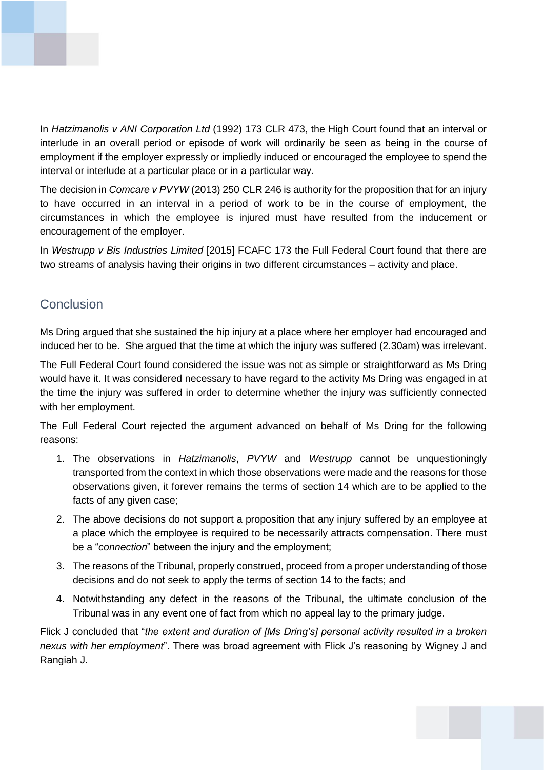In *Hatzimanolis v ANI Corporation Ltd* (1992) 173 CLR 473, the High Court found that an interval or interlude in an overall period or episode of work will ordinarily be seen as being in the course of employment if the employer expressly or impliedly induced or encouraged the employee to spend the interval or interlude at a particular place or in a particular way.

The decision in *Comcare v PVYW* (2013) 250 CLR 246 is authority for the proposition that for an injury to have occurred in an interval in a period of work to be in the course of employment, the circumstances in which the employee is injured must have resulted from the inducement or encouragement of the employer.

In *Westrupp v Bis Industries Limited* [2015] FCAFC 173 the Full Federal Court found that there are two streams of analysis having their origins in two different circumstances – activity and place.

## Conclusion

Ms Dring argued that she sustained the hip injury at a place where her employer had encouraged and induced her to be. She argued that the time at which the injury was suffered (2.30am) was irrelevant.

The Full Federal Court found considered the issue was not as simple or straightforward as Ms Dring would have it. It was considered necessary to have regard to the activity Ms Dring was engaged in at the time the injury was suffered in order to determine whether the injury was sufficiently connected with her employment.

The Full Federal Court rejected the argument advanced on behalf of Ms Dring for the following reasons:

1. The observations in *Hatzimanolis*, *PVYW* and *Westrupp* cannot be unquestioningly transported from the context in which those observations were made and the reasons for those observations given, it forever remains the terms of section 14 which are to be applied to the facts of any given case;
2. The above decisions do not support a proposition that any injury suffered by an employee at a place which the employee is required to be necessarily attracts compensation. There must be a "*connection*" between the injury and the employment;
3. The reasons of the Tribunal, properly construed, proceed from a proper understanding of those decisions and do not seek to apply the terms of section 14 to the facts; and
4. Notwithstanding any defect in the reasons of the Tribunal, the ultimate conclusion of the Tribunal was in any event one of fact from which no appeal lay to the primary judge.

Flick J concluded that "*the extent and duration of [Ms Dring's] personal activity resulted in a broken nexus with her employment*". There was broad agreement with Flick J's reasoning by Wigney J and Rangiah J.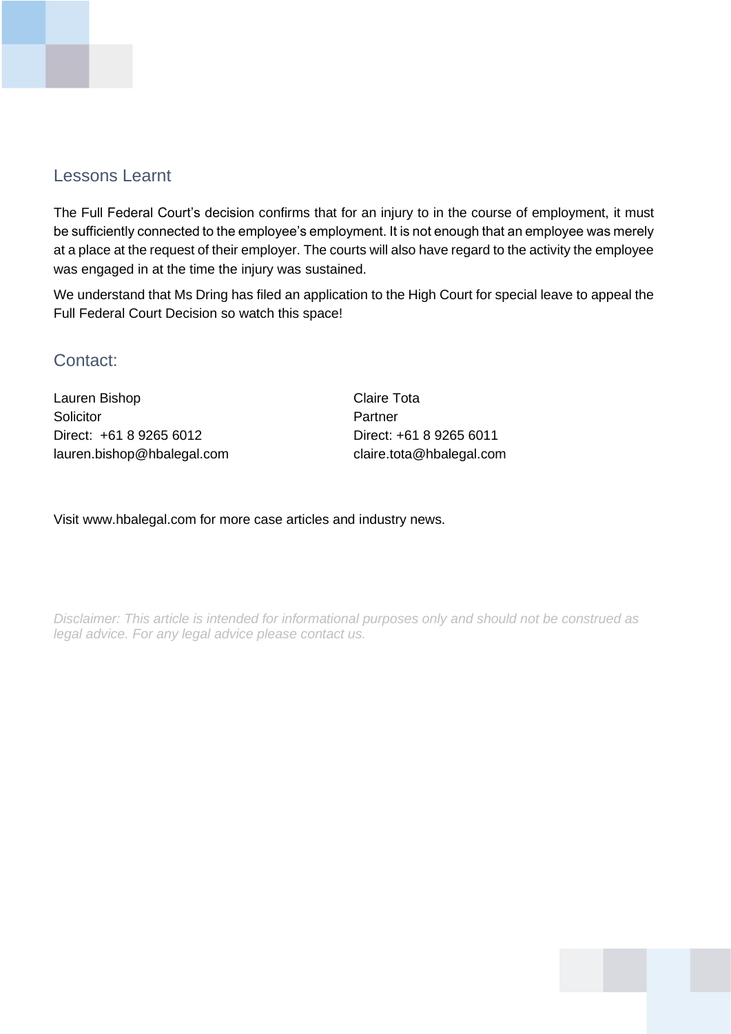## Lessons Learnt

The Full Federal Court's decision confirms that for an injury to in the course of employment, it must be sufficiently connected to the employee's employment. It is not enough that an employee was merely at a place at the request of their employer. The courts will also have regard to the activity the employee was engaged in at the time the injury was sustained.

We understand that Ms Dring has filed an application to the High Court for special leave to appeal the Full Federal Court Decision so watch this space!

## Contact:

Lauren Bishop
Solicitor
Direct: +61 8 9265 6012
lauren.bishop@hbalegal.com

Claire Tota
Partner
Direct: +61 8 9265 6011
claire.tota@hbalegal.com

Visit www.hbalegal.com for more case articles and industry news.

*Disclaimer: This article is intended for informational purposes only and should not be construed as legal advice. For any legal advice please contact us.*